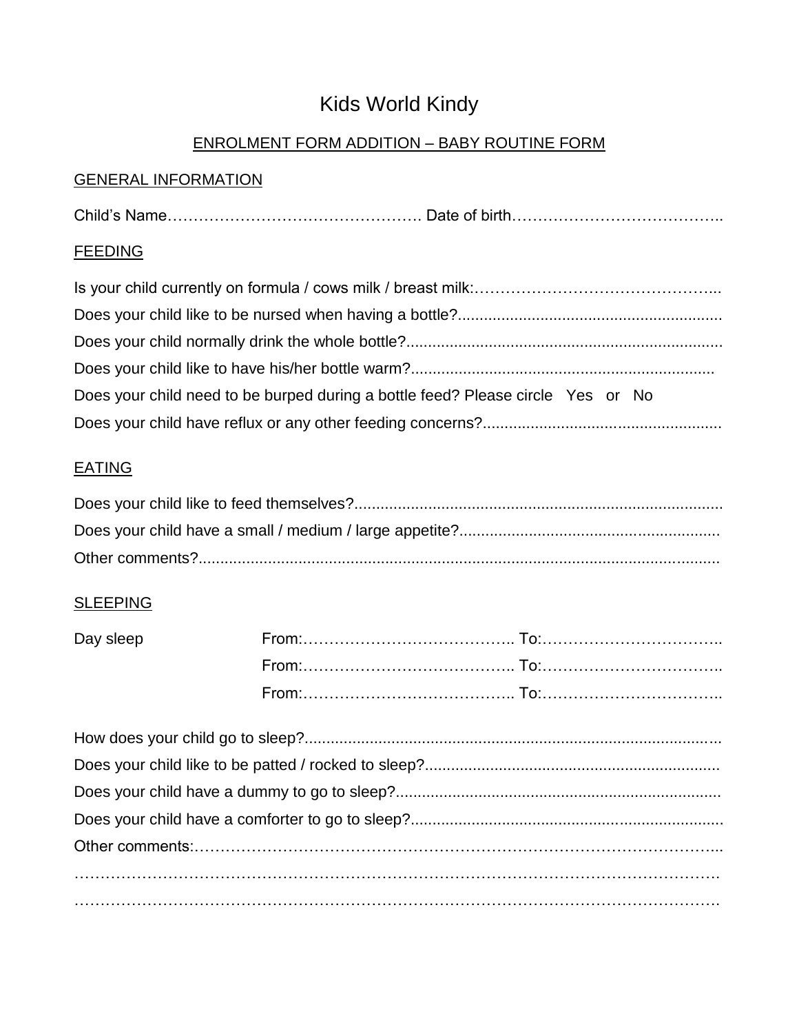# Kids World Kindy

## ENROLMENT FORM ADDITION – BABY ROUTINE FORM

### GENERAL INFORMATION

Child's Name…………………………………………. Date of birth…………………………………..

### FEEDING

Is your child currently on formula / cows milk / breast milk:………………………………………..

Does your child like to be nursed when having a bottle?............................................................

Does your child normally drink the whole bottle?........................................................................

Does your child like to have his/her bottle warm?.....................................................................

Does your child need to be burped during a bottle feed? Please circle Yes or No

Does your child have reflux or any other feeding concerns?......................................................

### EATING

Does your child like to feed themselves?....................................................................................

Does your child have a small / medium / large appetite?...........................................................

Other comments?.......................................................................................................................

### SLEEPING

Day sleep From:………………………………….. To:……………………………..

From:………………………………….. To:……………………………..

From:………………………………….. To:……………………………..

How does your child go to sleep?...............................................................................................

Does your child like to be patted / rocked to sleep?...................................................................

Does your child have a dummy to go to sleep?..........................................................................

Does your child have a comforter to go to sleep?.......................................................................

Other comments:………………………………………………………………………………………...

……………………………………………………………………………………………………………

……………………………………………………………………………………………………………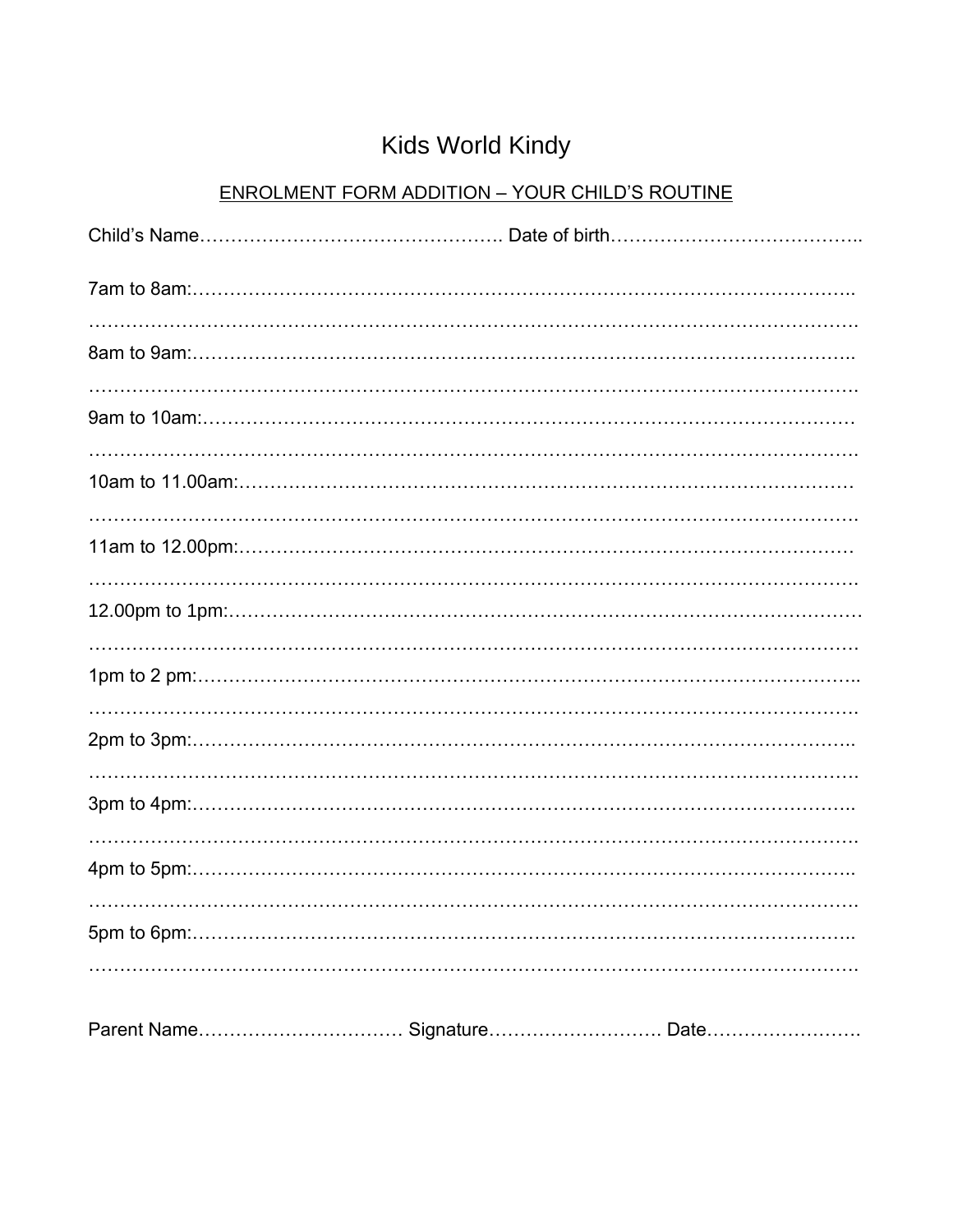# Kids World Kindy

## ENROLMENT FORM ADDITION – YOUR CHILD'S ROUTINE

Child's Name………………………………………….. Date of birth…………………………………..

7am to 8am:……………………………………………………………………………………………..
…………………………………………………………………………………………………………….

8am to 9am:……………………………………………………………………………………………..
…………………………………………………………………………………………………………….

9am to 10am:……………………………………………………………………………………………
…………………………………………………………………………………………………………….

10am to 11.00am:………………………………………………………………………………………
…………………………………………………………………………………………………………….

11am to 12.00pm:………………………………………………………………………………………
…………………………………………………………………………………………………………….

12.00pm to 1pm:…………………………………………………………………………………………
…………………………………………………………………………………………………………….

1pm to 2 pm:……………………………………………………………………………………………..
…………………………………………………………………………………………………………….

2pm to 3pm:……………………………………………………………………………………………..
…………………………………………………………………………………………………………….

3pm to 4pm:……………………………………………………………………………………………..
…………………………………………………………………………………………………………….

4pm to 5pm:……………………………………………………………………………………………..
…………………………………………………………………………………………………………….

5pm to 6pm:……………………………………………………………………………………………..
…………………………………………………………………………………………………………….

Parent Name…………………………… Signature………………………. Date…………………….